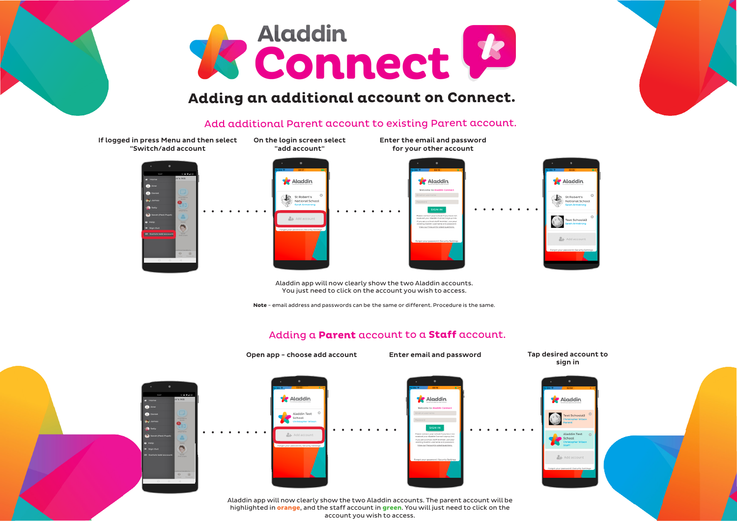# Aladdin Connect

## Adding an additional account on Connect.

### Add additional Parent account to existing Parent account.

If logged in press Menu and then select "Switch/add account

On the login screen select "add account"

Enter the email and password for your other account

Aladdin app will now clearly show the two Aladdin accounts.
You just need to click on the account you wish to access.

**Note** - email address and passwords can be the same or different. Procedure is the same.

### Adding a **Parent** account to a **Staff** account.

Open app - choose add account

Enter email and password

Tap desired account to sign in

Aladdin app will now clearly show the two Aladdin accounts. The parent account will be highlighted in **orange**, and the staff account in **green**. You will just need to click on the account you wish to access.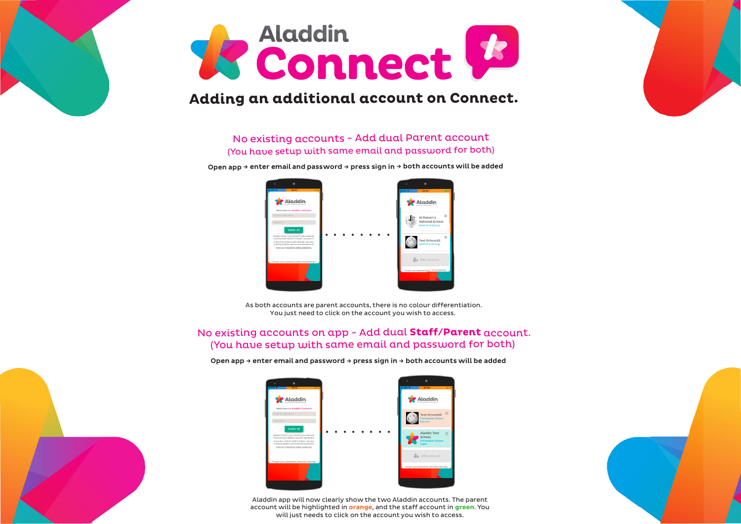# Aladdin Connect

## Adding an additional account on Connect.

### No existing accounts - Add dual Parent account
### (You have setup with same email and password for both)

**Open app → enter email and password → press sign in → both accounts will be added**

As both accounts are parent accounts, there is no colour differentiation.
You just need to click on the account you wish to access.

### No existing accounts on app - Add dual **Staff/Parent** account.
### (You have setup with same email and password for both)

**Open app → enter email and password → press sign in → both accounts will be added**

Aladdin app will now clearly show the two Aladdin accounts. The parent account will be highlighted in **orange**, and the staff account in **green**. You will just needs to click on the account you wish to access.